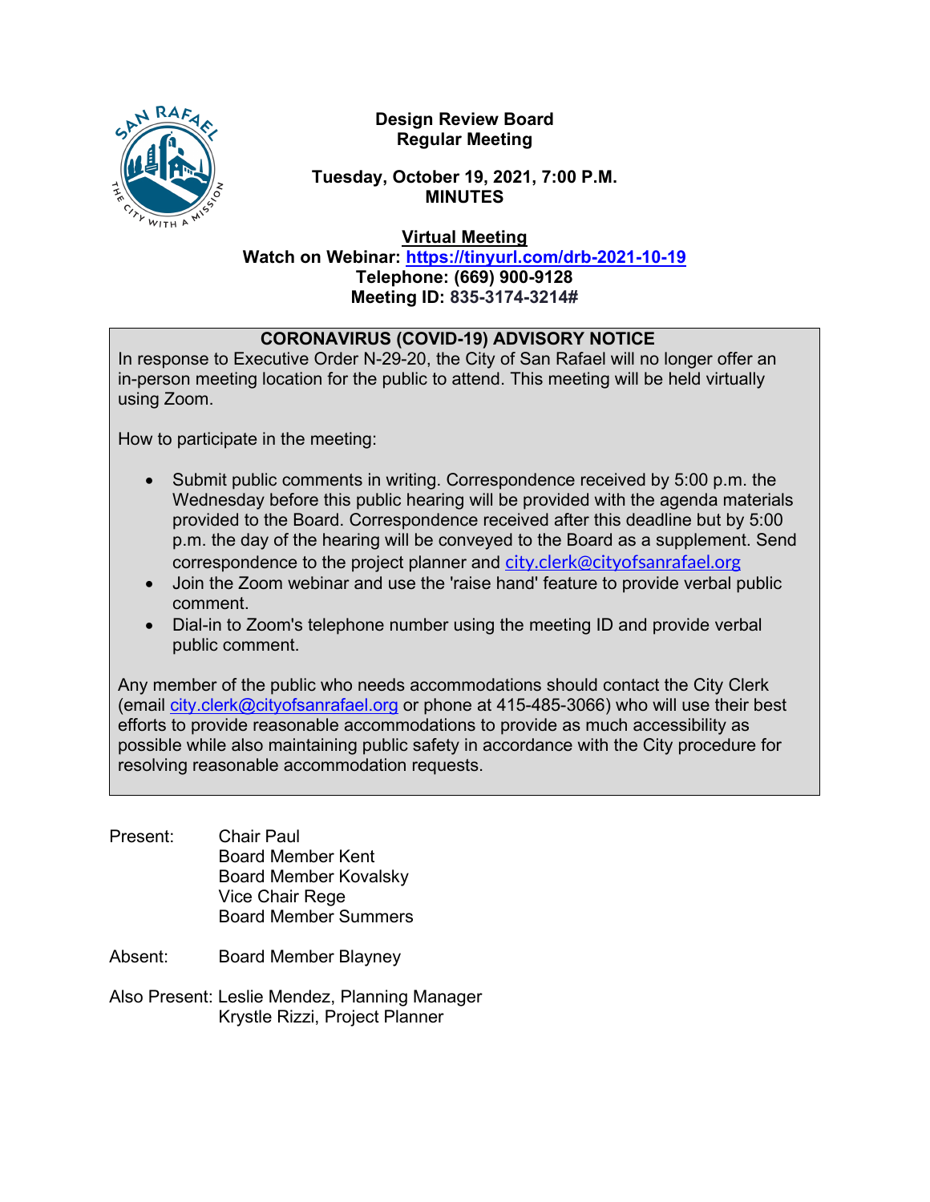**Design Review Board**
**Regular Meeting**

**Tuesday, October 19, 2021, 7:00 P.M.**
**MINUTES**

**Virtual Meeting**
**Watch on Webinar: https://tinyurl.com/drb-2021-10-19**
**Telephone: (669) 900-9128**
**Meeting ID: 835-3174-3214#**

**CORONAVIRUS (COVID-19) ADVISORY NOTICE**

In response to Executive Order N-29-20, the City of San Rafael will no longer offer an in-person meeting location for the public to attend. This meeting will be held virtually using Zoom.

How to participate in the meeting:

- Submit public comments in writing. Correspondence received by 5:00 p.m. the Wednesday before this public hearing will be provided with the agenda materials provided to the Board. Correspondence received after this deadline but by 5:00 p.m. the day of the hearing will be conveyed to the Board as a supplement. Send correspondence to the project planner and city.clerk@cityofsanrafael.org
- Join the Zoom webinar and use the 'raise hand' feature to provide verbal public comment.
- Dial-in to Zoom's telephone number using the meeting ID and provide verbal public comment.

Any member of the public who needs accommodations should contact the City Clerk (email city.clerk@cityofsanrafael.org or phone at 415-485-3066) who will use their best efforts to provide reasonable accommodations to provide as much accessibility as possible while also maintaining public safety in accordance with the City procedure for resolving reasonable accommodation requests.

Present: Chair Paul
Board Member Kent
Board Member Kovalsky
Vice Chair Rege
Board Member Summers

Absent: Board Member Blayney

Also Present: Leslie Mendez, Planning Manager
Krystle Rizzi, Project Planner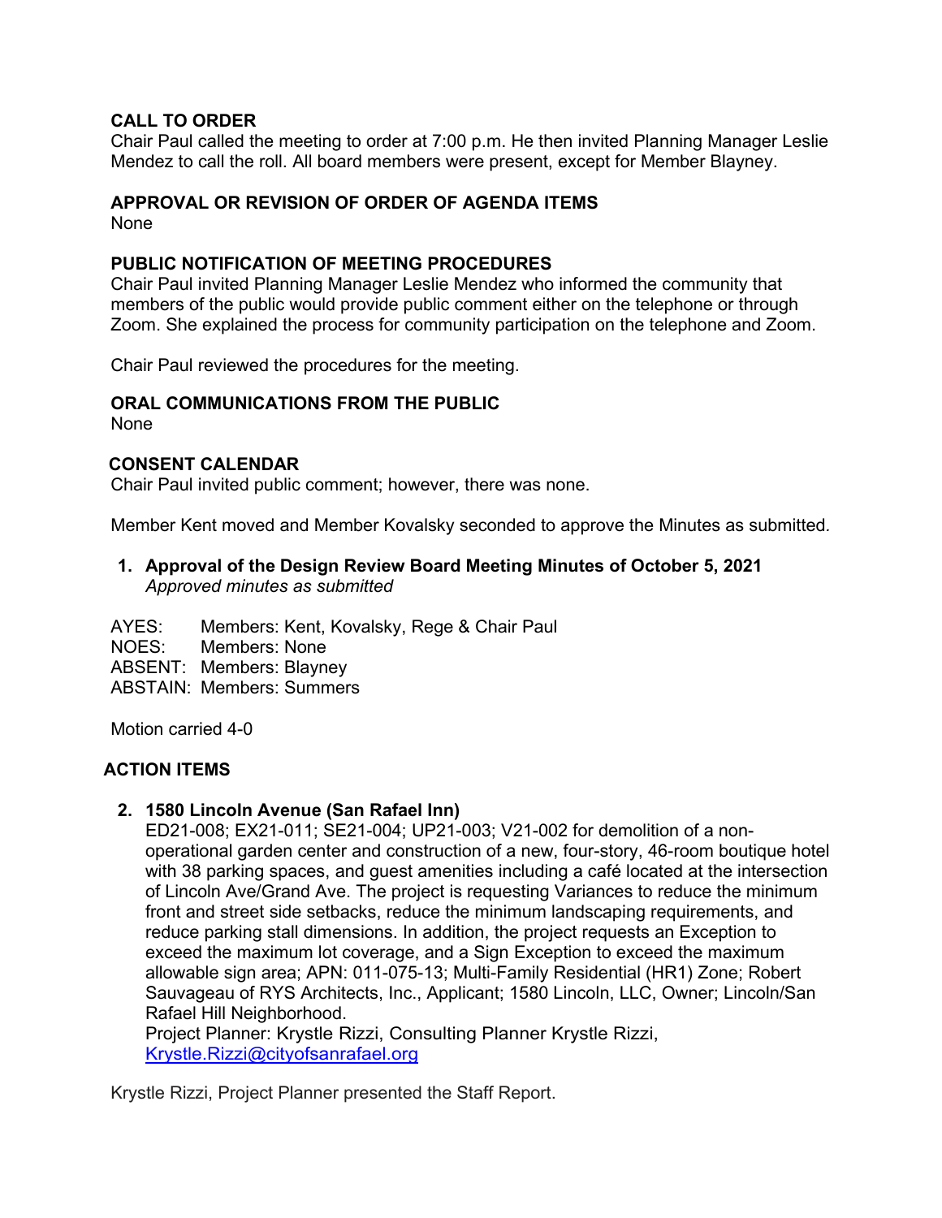**CALL TO ORDER**
Chair Paul called the meeting to order at 7:00 p.m. He then invited Planning Manager Leslie Mendez to call the roll. All board members were present, except for Member Blayney.

**APPROVAL OR REVISION OF ORDER OF AGENDA ITEMS**
None

**PUBLIC NOTIFICATION OF MEETING PROCEDURES**
Chair Paul invited Planning Manager Leslie Mendez who informed the community that members of the public would provide public comment either on the telephone or through Zoom. She explained the process for community participation on the telephone and Zoom.

Chair Paul reviewed the procedures for the meeting.

**ORAL COMMUNICATIONS FROM THE PUBLIC**
None

**CONSENT CALENDAR**
Chair Paul invited public comment; however, there was none.

Member Kent moved and Member Kovalsky seconded to approve the Minutes as submitted.

1. **Approval of the Design Review Board Meeting Minutes of October 5, 2021**
   *Approved minutes as submitted*

AYES: Members: Kent, Kovalsky, Rege & Chair Paul
NOES: Members: None
ABSENT: Members: Blayney
ABSTAIN: Members: Summers

Motion carried 4-0

**ACTION ITEMS**

2. **1580 Lincoln Avenue (San Rafael Inn)**
   ED21-008; EX21-011; SE21-004; UP21-003; V21-002 for demolition of a non-operational garden center and construction of a new, four-story, 46-room boutique hotel with 38 parking spaces, and guest amenities including a café located at the intersection of Lincoln Ave/Grand Ave. The project is requesting Variances to reduce the minimum front and street side setbacks, reduce the minimum landscaping requirements, and reduce parking stall dimensions. In addition, the project requests an Exception to exceed the maximum lot coverage, and a Sign Exception to exceed the maximum allowable sign area; APN: 011-075-13; Multi-Family Residential (HR1) Zone; Robert Sauvageau of RYS Architects, Inc., Applicant; 1580 Lincoln, LLC, Owner; Lincoln/San Rafael Hill Neighborhood.
   Project Planner: Krystle Rizzi, Consulting Planner Krystle Rizzi, Krystle.Rizzi@cityofsanrafael.org

Krystle Rizzi, Project Planner presented the Staff Report.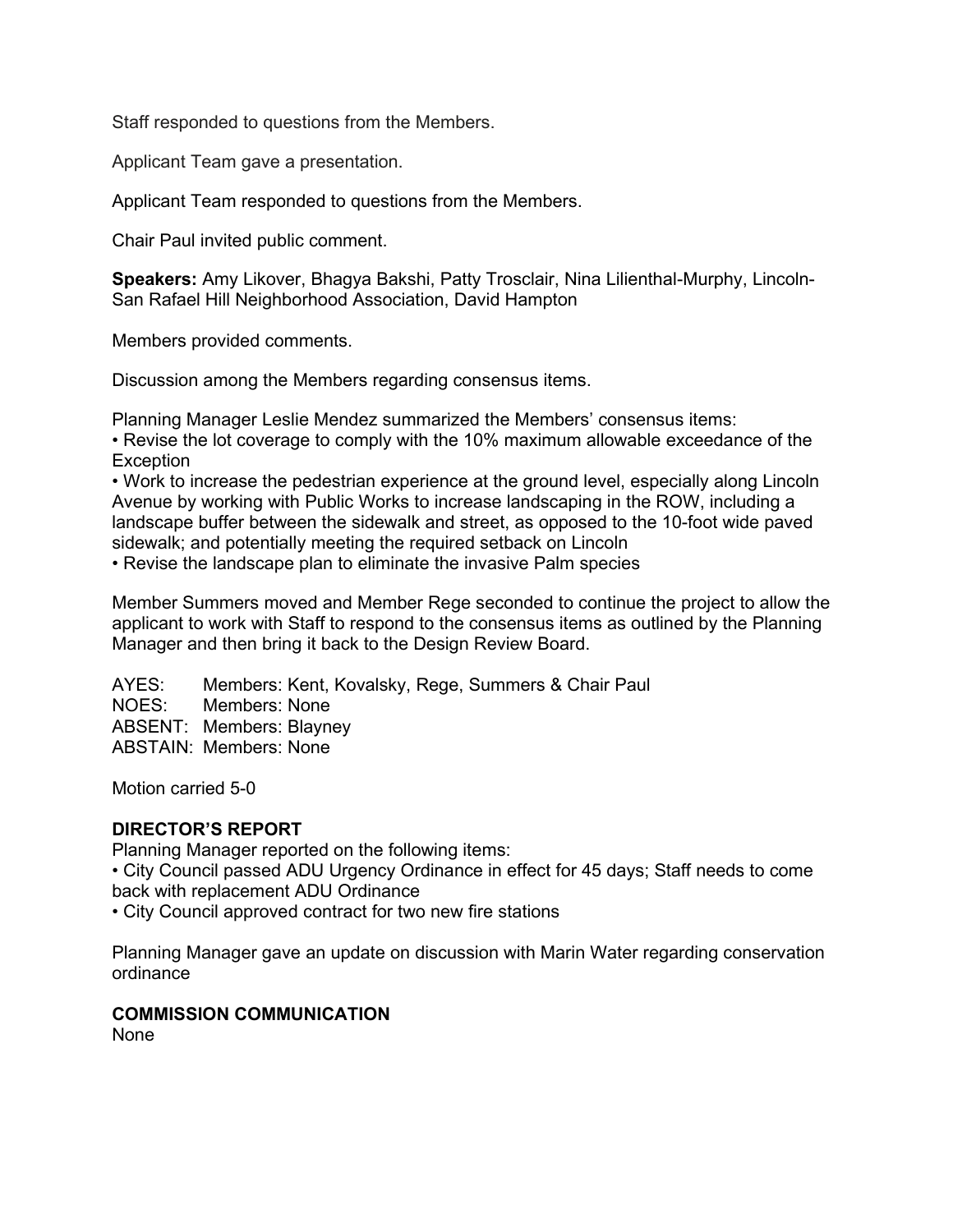Staff responded to questions from the Members.

Applicant Team gave a presentation.

Applicant Team responded to questions from the Members.

Chair Paul invited public comment.

**Speakers:** Amy Likover, Bhagya Bakshi, Patty Trosclair, Nina Lilienthal-Murphy, Lincoln-San Rafael Hill Neighborhood Association, David Hampton

Members provided comments.

Discussion among the Members regarding consensus items.

Planning Manager Leslie Mendez summarized the Members' consensus items:

- Revise the lot coverage to comply with the 10% maximum allowable exceedance of the Exception
- Work to increase the pedestrian experience at the ground level, especially along Lincoln Avenue by working with Public Works to increase landscaping in the ROW, including a landscape buffer between the sidewalk and street, as opposed to the 10-foot wide paved sidewalk; and potentially meeting the required setback on Lincoln
- Revise the landscape plan to eliminate the invasive Palm species

Member Summers moved and Member Rege seconded to continue the project to allow the applicant to work with Staff to respond to the consensus items as outlined by the Planning Manager and then bring it back to the Design Review Board.

AYES: Members: Kent, Kovalsky, Rege, Summers & Chair Paul
NOES: Members: None
ABSENT: Members: Blayney
ABSTAIN: Members: None

Motion carried 5-0

**DIRECTOR'S REPORT**

Planning Manager reported on the following items:

- City Council passed ADU Urgency Ordinance in effect for 45 days; Staff needs to come back with replacement ADU Ordinance
- City Council approved contract for two new fire stations

Planning Manager gave an update on discussion with Marin Water regarding conservation ordinance

**COMMISSION COMMUNICATION**

None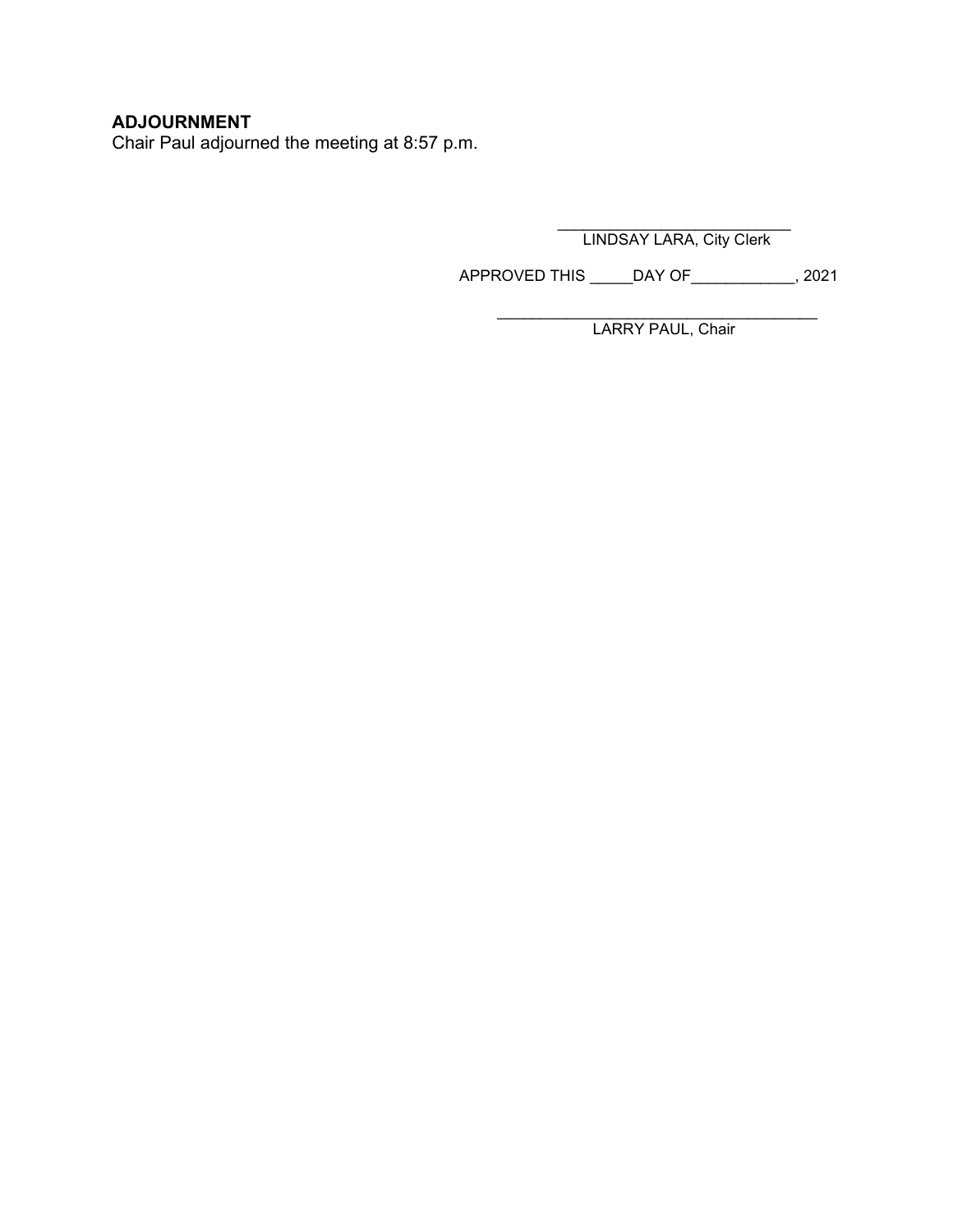**ADJOURNMENT**
Chair Paul adjourned the meeting at 8:57 p.m.

\_\_\_\_\_\_\_\_\_\_\_\_\_\_\_\_\_\_\_\_\_\_\_\_\_\_\_\_
LINDSAY LARA, City Clerk

APPROVED THIS _____DAY OF____________, 2021

\_\_\_\_\_\_\_\_\_\_\_\_\_\_\_\_\_\_\_\_\_\_\_\_\_\_\_\_\_\_\_\_\_\_\_\_\_\_
LARRY PAUL, Chair